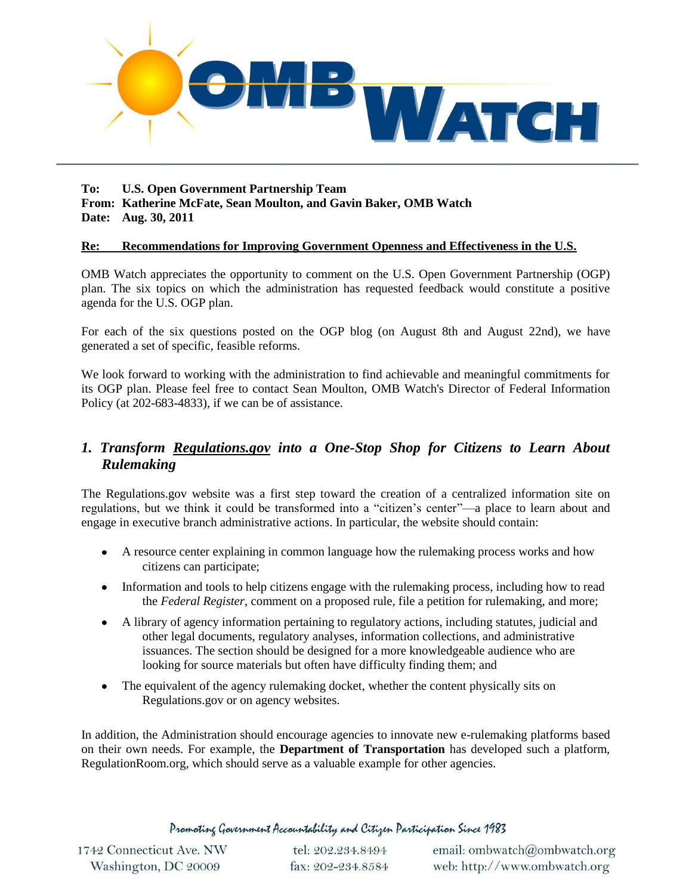**To:** **U.S. Open Government Partnership Team**
**From:** **Katherine McFate, Sean Moulton, and Gavin Baker, OMB Watch**
**Date:** **Aug. 30, 2011**

**Re: Recommendations for Improving Government Openness and Effectiveness in the U.S.**

OMB Watch appreciates the opportunity to comment on the U.S. Open Government Partnership (OGP) plan. The six topics on which the administration has requested feedback would constitute a positive agenda for the U.S. OGP plan.

For each of the six questions posted on the OGP blog (on August 8th and August 22nd), we have generated a set of specific, feasible reforms.

We look forward to working with the administration to find achievable and meaningful commitments for its OGP plan. Please feel free to contact Sean Moulton, OMB Watch's Director of Federal Information Policy (at 202-683-4833), if we can be of assistance.

## *1. Transform Regulations.gov into a One-Stop Shop for Citizens to Learn About Rulemaking*

The Regulations.gov website was a first step toward the creation of a centralized information site on regulations, but we think it could be transformed into a "citizen's center"—a place to learn about and engage in executive branch administrative actions. In particular, the website should contain:

- A resource center explaining in common language how the rulemaking process works and how citizens can participate;
- Information and tools to help citizens engage with the rulemaking process, including how to read the *Federal Register*, comment on a proposed rule, file a petition for rulemaking, and more;
- A library of agency information pertaining to regulatory actions, including statutes, judicial and other legal documents, regulatory analyses, information collections, and administrative issuances. The section should be designed for a more knowledgeable audience who are looking for source materials but often have difficulty finding them; and
- The equivalent of the agency rulemaking docket, whether the content physically sits on Regulations.gov or on agency websites.

In addition, the Administration should encourage agencies to innovate new e-rulemaking platforms based on their own needs. For example, the **Department of Transportation** has developed such a platform, RegulationRoom.org, which should serve as a valuable example for other agencies.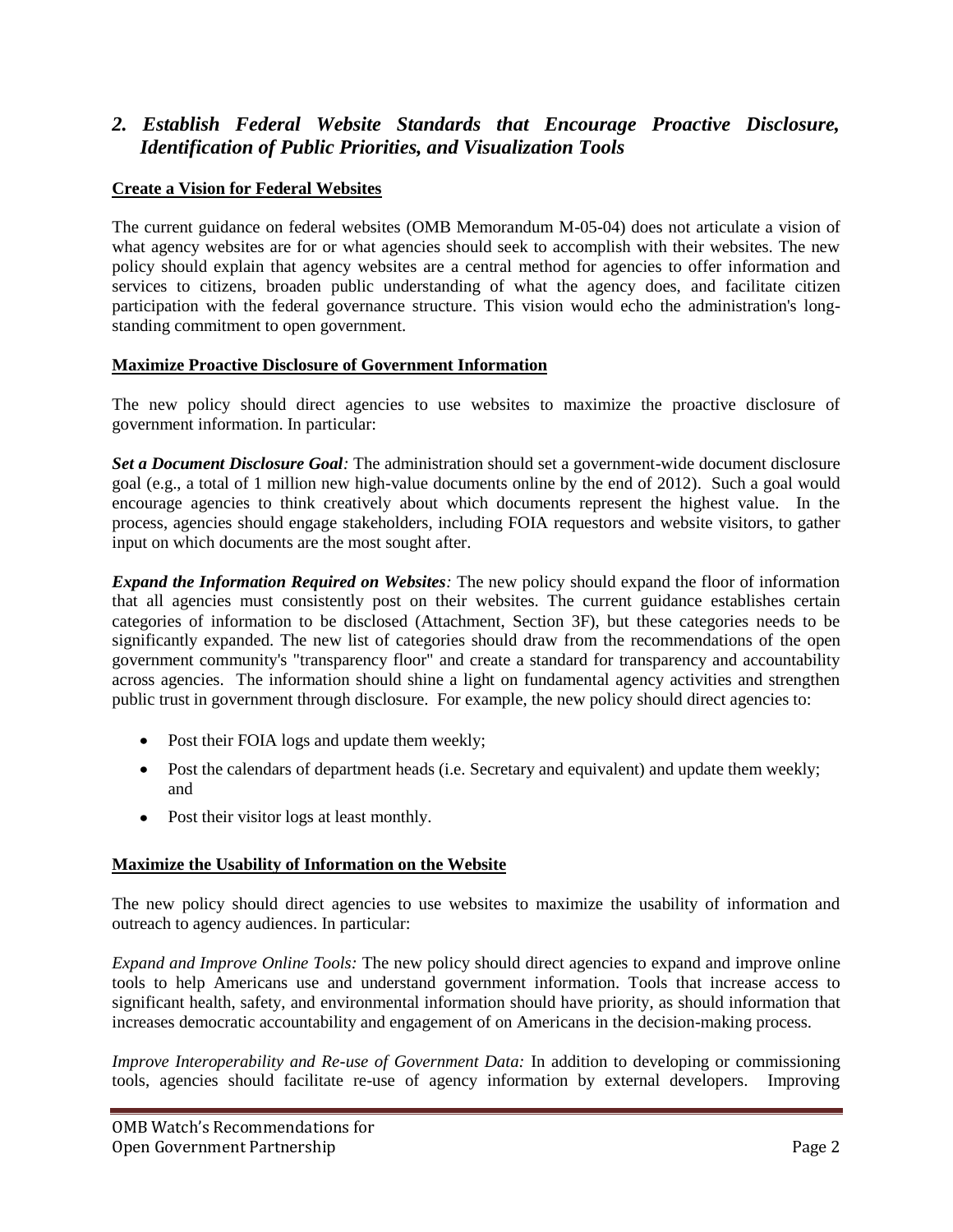## *2. Establish Federal Website Standards that Encourage Proactive Disclosure, Identification of Public Priorities, and Visualization Tools*

**Create a Vision for Federal Websites**

The current guidance on federal websites (OMB Memorandum M-05-04) does not articulate a vision of what agency websites are for or what agencies should seek to accomplish with their websites. The new policy should explain that agency websites are a central method for agencies to offer information and services to citizens, broaden public understanding of what the agency does, and facilitate citizen participation with the federal governance structure. This vision would echo the administration's long-standing commitment to open government.

**Maximize Proactive Disclosure of Government Information**

The new policy should direct agencies to use websites to maximize the proactive disclosure of government information. In particular:

***Set a Document Disclosure Goal****:* The administration should set a government-wide document disclosure goal (e.g., a total of 1 million new high-value documents online by the end of 2012). Such a goal would encourage agencies to think creatively about which documents represent the highest value. In the process, agencies should engage stakeholders, including FOIA requestors and website visitors, to gather input on which documents are the most sought after.

***Expand the Information Required on Websites****:* The new policy should expand the floor of information that all agencies must consistently post on their websites. The current guidance establishes certain categories of information to be disclosed (Attachment, Section 3F), but these categories needs to be significantly expanded. The new list of categories should draw from the recommendations of the open government community's "transparency floor" and create a standard for transparency and accountability across agencies. The information should shine a light on fundamental agency activities and strengthen public trust in government through disclosure. For example, the new policy should direct agencies to:

- Post their FOIA logs and update them weekly;
- Post the calendars of department heads (i.e. Secretary and equivalent) and update them weekly; and
- Post their visitor logs at least monthly.

**Maximize the Usability of Information on the Website**

The new policy should direct agencies to use websites to maximize the usability of information and outreach to agency audiences. In particular:

*Expand and Improve Online Tools:* The new policy should direct agencies to expand and improve online tools to help Americans use and understand government information. Tools that increase access to significant health, safety, and environmental information should have priority, as should information that increases democratic accountability and engagement of on Americans in the decision-making process.

*Improve Interoperability and Re-use of Government Data:* In addition to developing or commissioning tools, agencies should facilitate re-use of agency information by external developers. Improving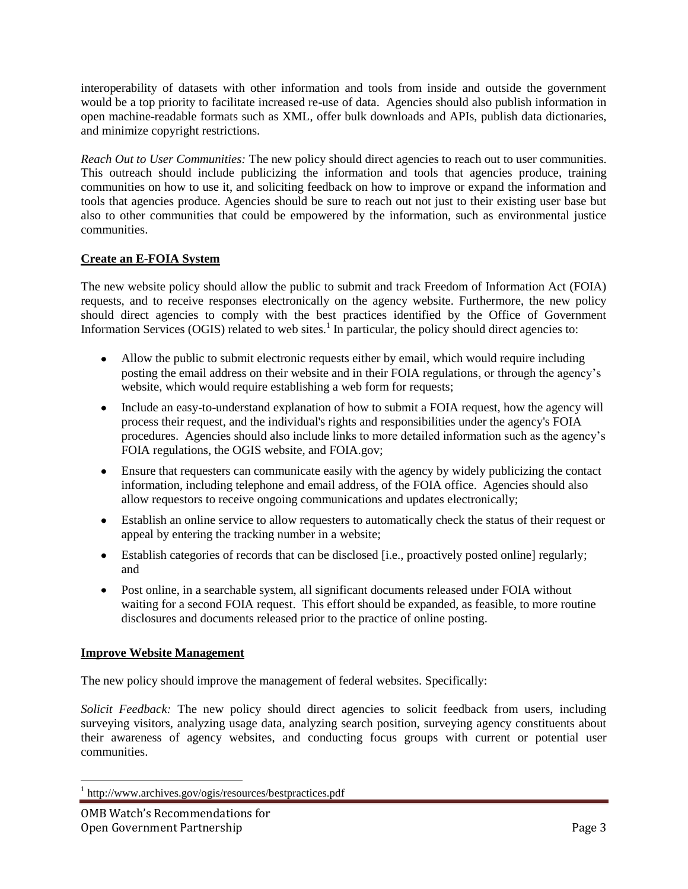interoperability of datasets with other information and tools from inside and outside the government would be a top priority to facilitate increased re-use of data. Agencies should also publish information in open machine-readable formats such as XML, offer bulk downloads and APIs, publish data dictionaries, and minimize copyright restrictions.

*Reach Out to User Communities:* The new policy should direct agencies to reach out to user communities. This outreach should include publicizing the information and tools that agencies produce, training communities on how to use it, and soliciting feedback on how to improve or expand the information and tools that agencies produce. Agencies should be sure to reach out not just to their existing user base but also to other communities that could be empowered by the information, such as environmental justice communities.

## Create an E-FOIA System

The new website policy should allow the public to submit and track Freedom of Information Act (FOIA) requests, and to receive responses electronically on the agency website. Furthermore, the new policy should direct agencies to comply with the best practices identified by the Office of Government Information Services (OGIS) related to web sites.[1] In particular, the policy should direct agencies to:

- Allow the public to submit electronic requests either by email, which would require including posting the email address on their website and in their FOIA regulations, or through the agency's website, which would require establishing a web form for requests;
- Include an easy-to-understand explanation of how to submit a FOIA request, how the agency will process their request, and the individual's rights and responsibilities under the agency's FOIA procedures. Agencies should also include links to more detailed information such as the agency's FOIA regulations, the OGIS website, and FOIA.gov;
- Ensure that requesters can communicate easily with the agency by widely publicizing the contact information, including telephone and email address, of the FOIA office. Agencies should also allow requestors to receive ongoing communications and updates electronically;
- Establish an online service to allow requesters to automatically check the status of their request or appeal by entering the tracking number in a website;
- Establish categories of records that can be disclosed [i.e., proactively posted online] regularly; and
- Post online, in a searchable system, all significant documents released under FOIA without waiting for a second FOIA request. This effort should be expanded, as feasible, to more routine disclosures and documents released prior to the practice of online posting.

## Improve Website Management

The new policy should improve the management of federal websites. Specifically:

*Solicit Feedback:* The new policy should direct agencies to solicit feedback from users, including surveying visitors, analyzing usage data, analyzing search position, surveying agency constituents about their awareness of agency websites, and conducting focus groups with current or potential user communities.

[1] http://www.archives.gov/ogis/resources/bestpractices.pdf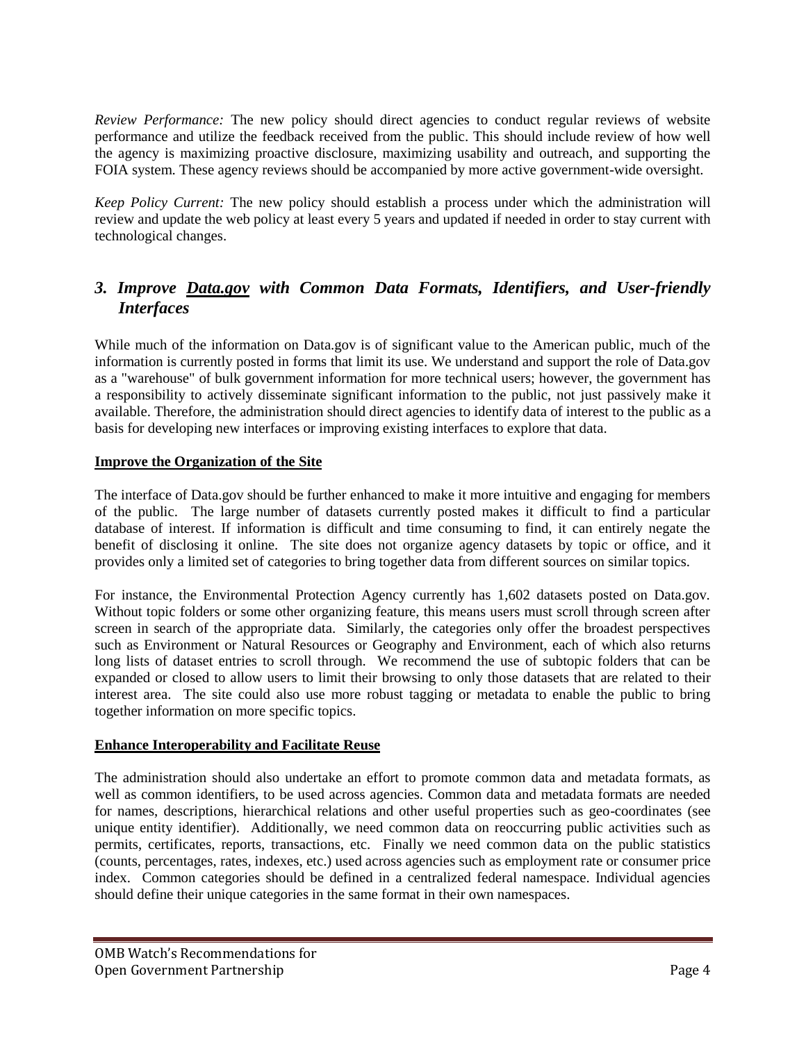*Review Performance:* The new policy should direct agencies to conduct regular reviews of website performance and utilize the feedback received from the public. This should include review of how well the agency is maximizing proactive disclosure, maximizing usability and outreach, and supporting the FOIA system. These agency reviews should be accompanied by more active government-wide oversight.

*Keep Policy Current:* The new policy should establish a process under which the administration will review and update the web policy at least every 5 years and updated if needed in order to stay current with technological changes.

## *3. Improve Data.gov with Common Data Formats, Identifiers, and User-friendly Interfaces*

While much of the information on Data.gov is of significant value to the American public, much of the information is currently posted in forms that limit its use. We understand and support the role of Data.gov as a "warehouse" of bulk government information for more technical users; however, the government has a responsibility to actively disseminate significant information to the public, not just passively make it available. Therefore, the administration should direct agencies to identify data of interest to the public as a basis for developing new interfaces or improving existing interfaces to explore that data.

**Improve the Organization of the Site**

The interface of Data.gov should be further enhanced to make it more intuitive and engaging for members of the public. The large number of datasets currently posted makes it difficult to find a particular database of interest. If information is difficult and time consuming to find, it can entirely negate the benefit of disclosing it online. The site does not organize agency datasets by topic or office, and it provides only a limited set of categories to bring together data from different sources on similar topics.

For instance, the Environmental Protection Agency currently has 1,602 datasets posted on Data.gov. Without topic folders or some other organizing feature, this means users must scroll through screen after screen in search of the appropriate data. Similarly, the categories only offer the broadest perspectives such as Environment or Natural Resources or Geography and Environment, each of which also returns long lists of dataset entries to scroll through. We recommend the use of subtopic folders that can be expanded or closed to allow users to limit their browsing to only those datasets that are related to their interest area. The site could also use more robust tagging or metadata to enable the public to bring together information on more specific topics.

**Enhance Interoperability and Facilitate Reuse**

The administration should also undertake an effort to promote common data and metadata formats, as well as common identifiers, to be used across agencies. Common data and metadata formats are needed for names, descriptions, hierarchical relations and other useful properties such as geo-coordinates (see unique entity identifier). Additionally, we need common data on reoccurring public activities such as permits, certificates, reports, transactions, etc. Finally we need common data on the public statistics (counts, percentages, rates, indexes, etc.) used across agencies such as employment rate or consumer price index. Common categories should be defined in a centralized federal namespace. Individual agencies should define their unique categories in the same format in their own namespaces.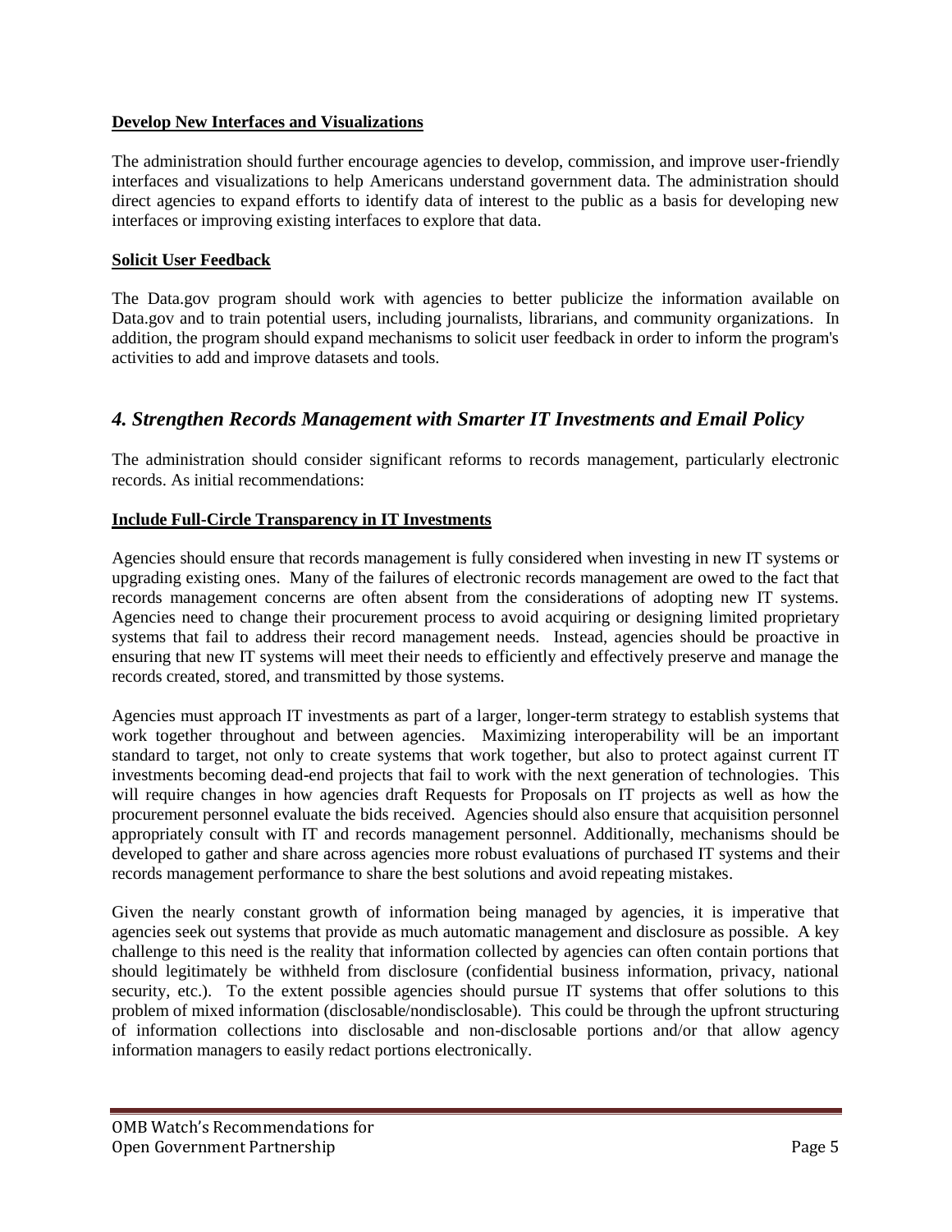**Develop New Interfaces and Visualizations**

The administration should further encourage agencies to develop, commission, and improve user-friendly interfaces and visualizations to help Americans understand government data. The administration should direct agencies to expand efforts to identify data of interest to the public as a basis for developing new interfaces or improving existing interfaces to explore that data.

**Solicit User Feedback**

The Data.gov program should work with agencies to better publicize the information available on Data.gov and to train potential users, including journalists, librarians, and community organizations. In addition, the program should expand mechanisms to solicit user feedback in order to inform the program's activities to add and improve datasets and tools.

## *4. Strengthen Records Management with Smarter IT Investments and Email Policy*

The administration should consider significant reforms to records management, particularly electronic records. As initial recommendations:

**Include Full-Circle Transparency in IT Investments**

Agencies should ensure that records management is fully considered when investing in new IT systems or upgrading existing ones. Many of the failures of electronic records management are owed to the fact that records management concerns are often absent from the considerations of adopting new IT systems. Agencies need to change their procurement process to avoid acquiring or designing limited proprietary systems that fail to address their record management needs. Instead, agencies should be proactive in ensuring that new IT systems will meet their needs to efficiently and effectively preserve and manage the records created, stored, and transmitted by those systems.

Agencies must approach IT investments as part of a larger, longer-term strategy to establish systems that work together throughout and between agencies. Maximizing interoperability will be an important standard to target, not only to create systems that work together, but also to protect against current IT investments becoming dead-end projects that fail to work with the next generation of technologies. This will require changes in how agencies draft Requests for Proposals on IT projects as well as how the procurement personnel evaluate the bids received. Agencies should also ensure that acquisition personnel appropriately consult with IT and records management personnel. Additionally, mechanisms should be developed to gather and share across agencies more robust evaluations of purchased IT systems and their records management performance to share the best solutions and avoid repeating mistakes.

Given the nearly constant growth of information being managed by agencies, it is imperative that agencies seek out systems that provide as much automatic management and disclosure as possible. A key challenge to this need is the reality that information collected by agencies can often contain portions that should legitimately be withheld from disclosure (confidential business information, privacy, national security, etc.). To the extent possible agencies should pursue IT systems that offer solutions to this problem of mixed information (disclosable/nondisclosable). This could be through the upfront structuring of information collections into disclosable and non-disclosable portions and/or that allow agency information managers to easily redact portions electronically.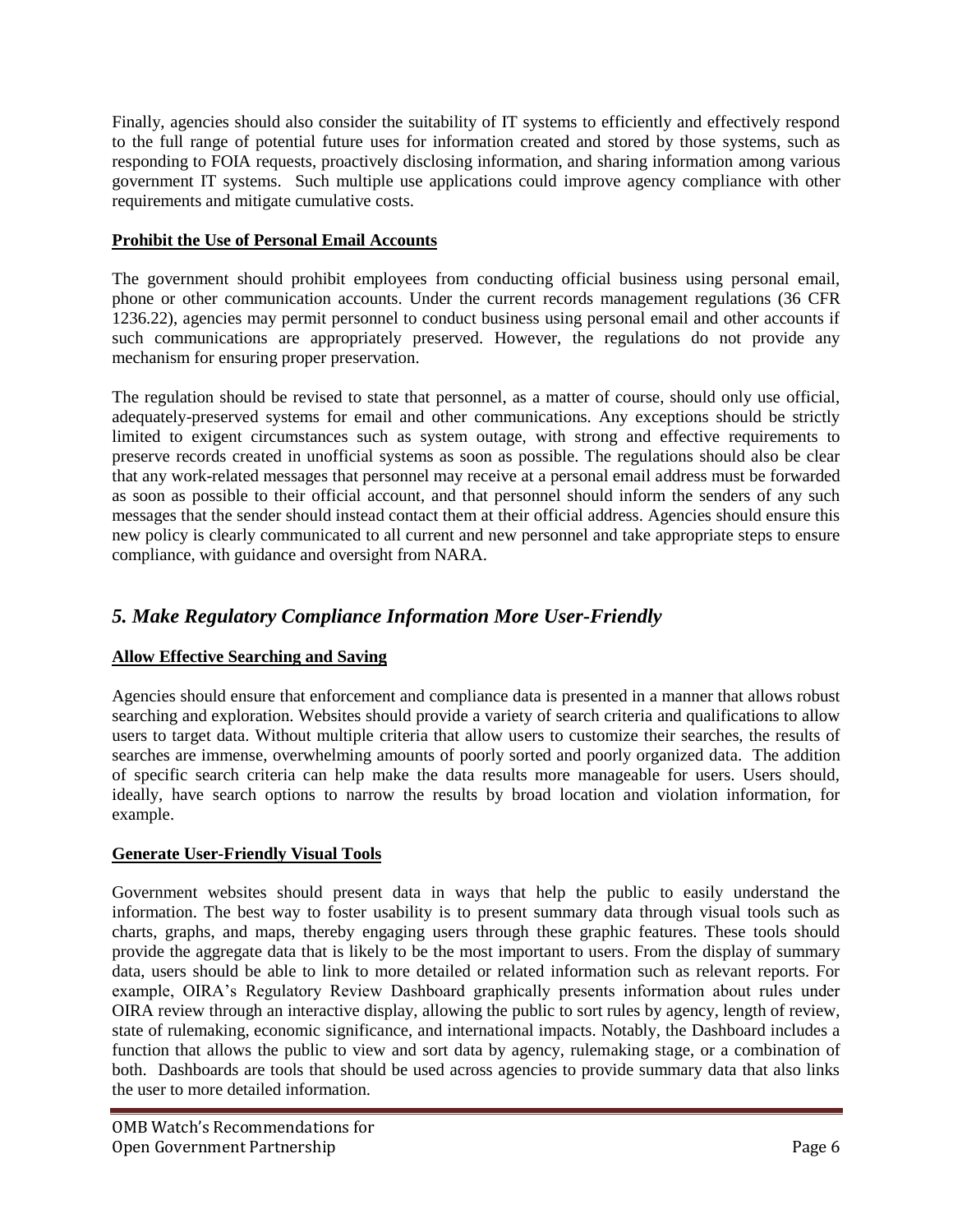Finally, agencies should also consider the suitability of IT systems to efficiently and effectively respond to the full range of potential future uses for information created and stored by those systems, such as responding to FOIA requests, proactively disclosing information, and sharing information among various government IT systems. Such multiple use applications could improve agency compliance with other requirements and mitigate cumulative costs.

**Prohibit the Use of Personal Email Accounts**

The government should prohibit employees from conducting official business using personal email, phone or other communication accounts. Under the current records management regulations (36 CFR 1236.22), agencies may permit personnel to conduct business using personal email and other accounts if such communications are appropriately preserved. However, the regulations do not provide any mechanism for ensuring proper preservation.

The regulation should be revised to state that personnel, as a matter of course, should only use official, adequately-preserved systems for email and other communications. Any exceptions should be strictly limited to exigent circumstances such as system outage, with strong and effective requirements to preserve records created in unofficial systems as soon as possible. The regulations should also be clear that any work-related messages that personnel may receive at a personal email address must be forwarded as soon as possible to their official account, and that personnel should inform the senders of any such messages that the sender should instead contact them at their official address. Agencies should ensure this new policy is clearly communicated to all current and new personnel and take appropriate steps to ensure compliance, with guidance and oversight from NARA.

## *5. Make Regulatory Compliance Information More User-Friendly*

**Allow Effective Searching and Saving**

Agencies should ensure that enforcement and compliance data is presented in a manner that allows robust searching and exploration. Websites should provide a variety of search criteria and qualifications to allow users to target data. Without multiple criteria that allow users to customize their searches, the results of searches are immense, overwhelming amounts of poorly sorted and poorly organized data. The addition of specific search criteria can help make the data results more manageable for users. Users should, ideally, have search options to narrow the results by broad location and violation information, for example.

**Generate User-Friendly Visual Tools**

Government websites should present data in ways that help the public to easily understand the information. The best way to foster usability is to present summary data through visual tools such as charts, graphs, and maps, thereby engaging users through these graphic features. These tools should provide the aggregate data that is likely to be the most important to users. From the display of summary data, users should be able to link to more detailed or related information such as relevant reports. For example, OIRA's Regulatory Review Dashboard graphically presents information about rules under OIRA review through an interactive display, allowing the public to sort rules by agency, length of review, state of rulemaking, economic significance, and international impacts. Notably, the Dashboard includes a function that allows the public to view and sort data by agency, rulemaking stage, or a combination of both. Dashboards are tools that should be used across agencies to provide summary data that also links the user to more detailed information.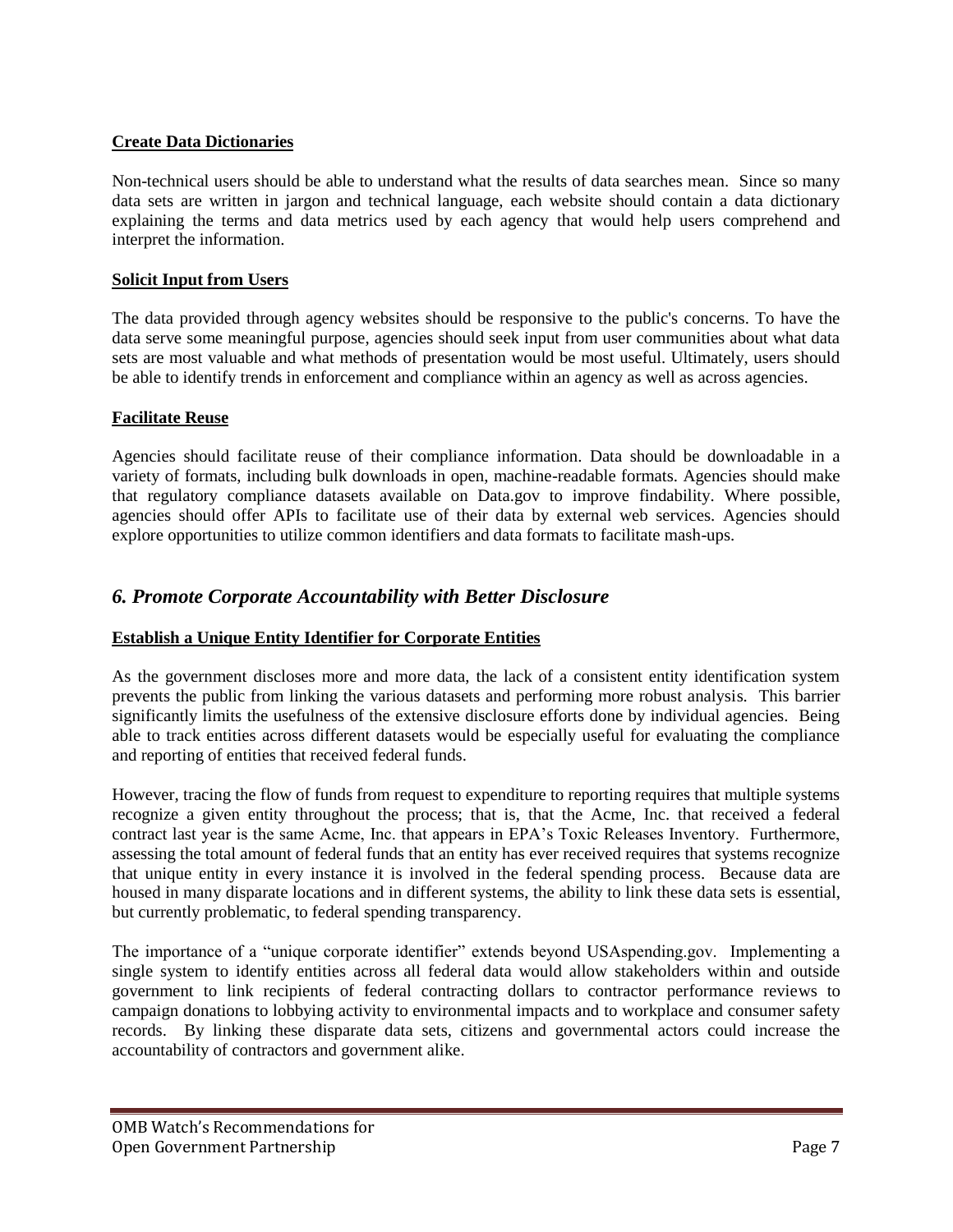**Create Data Dictionaries**

Non-technical users should be able to understand what the results of data searches mean. Since so many data sets are written in jargon and technical language, each website should contain a data dictionary explaining the terms and data metrics used by each agency that would help users comprehend and interpret the information.

**Solicit Input from Users**

The data provided through agency websites should be responsive to the public's concerns. To have the data serve some meaningful purpose, agencies should seek input from user communities about what data sets are most valuable and what methods of presentation would be most useful. Ultimately, users should be able to identify trends in enforcement and compliance within an agency as well as across agencies.

**Facilitate Reuse**

Agencies should facilitate reuse of their compliance information. Data should be downloadable in a variety of formats, including bulk downloads in open, machine-readable formats. Agencies should make that regulatory compliance datasets available on Data.gov to improve findability. Where possible, agencies should offer APIs to facilitate use of their data by external web services. Agencies should explore opportunities to utilize common identifiers and data formats to facilitate mash-ups.

## *6. Promote Corporate Accountability with Better Disclosure*

**Establish a Unique Entity Identifier for Corporate Entities**

As the government discloses more and more data, the lack of a consistent entity identification system prevents the public from linking the various datasets and performing more robust analysis. This barrier significantly limits the usefulness of the extensive disclosure efforts done by individual agencies. Being able to track entities across different datasets would be especially useful for evaluating the compliance and reporting of entities that received federal funds.

However, tracing the flow of funds from request to expenditure to reporting requires that multiple systems recognize a given entity throughout the process; that is, that the Acme, Inc. that received a federal contract last year is the same Acme, Inc. that appears in EPA's Toxic Releases Inventory. Furthermore, assessing the total amount of federal funds that an entity has ever received requires that systems recognize that unique entity in every instance it is involved in the federal spending process. Because data are housed in many disparate locations and in different systems, the ability to link these data sets is essential, but currently problematic, to federal spending transparency.

The importance of a "unique corporate identifier" extends beyond USAspending.gov. Implementing a single system to identify entities across all federal data would allow stakeholders within and outside government to link recipients of federal contracting dollars to contractor performance reviews to campaign donations to lobbying activity to environmental impacts and to workplace and consumer safety records. By linking these disparate data sets, citizens and governmental actors could increase the accountability of contractors and government alike.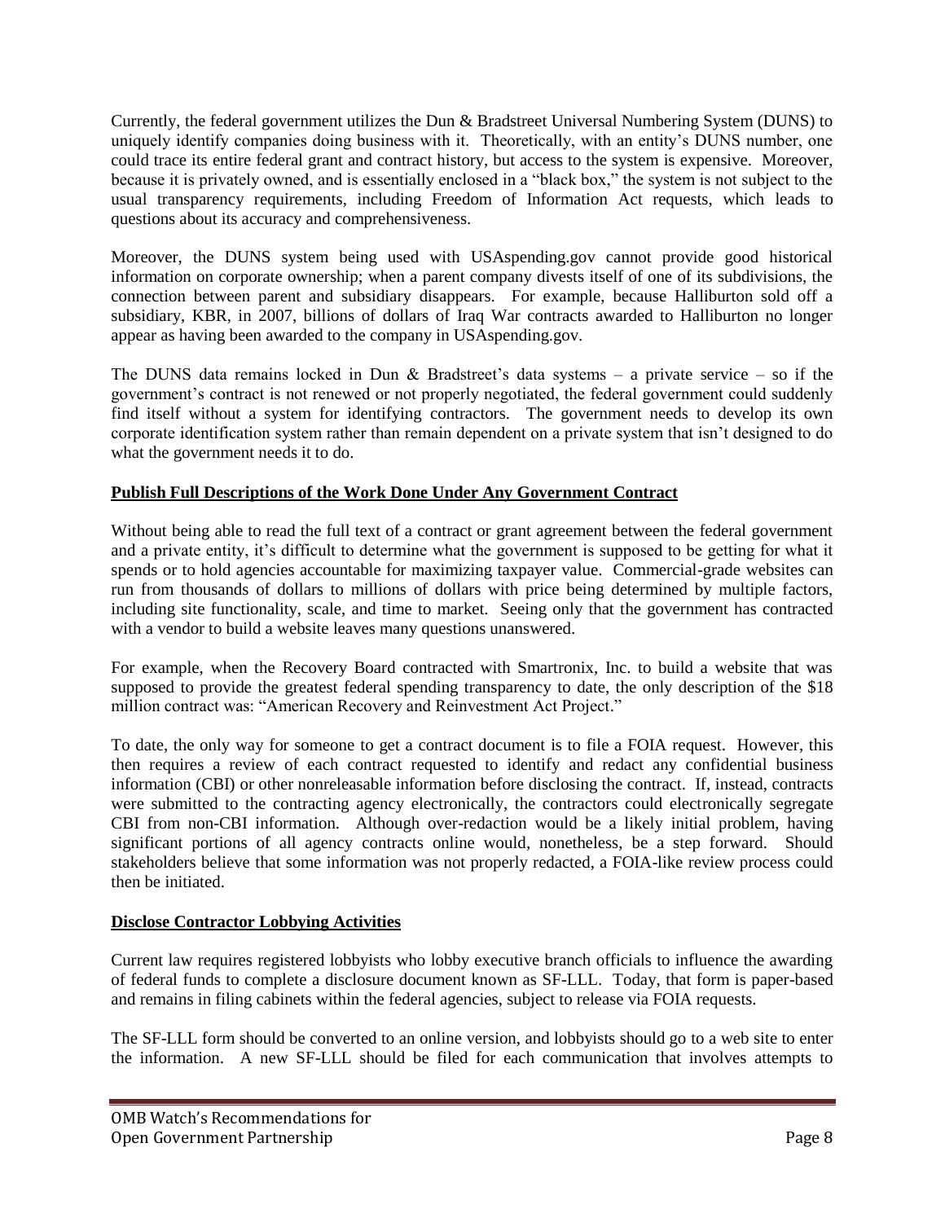Currently, the federal government utilizes the Dun & Bradstreet Universal Numbering System (DUNS) to uniquely identify companies doing business with it. Theoretically, with an entity's DUNS number, one could trace its entire federal grant and contract history, but access to the system is expensive. Moreover, because it is privately owned, and is essentially enclosed in a "black box," the system is not subject to the usual transparency requirements, including Freedom of Information Act requests, which leads to questions about its accuracy and comprehensiveness.

Moreover, the DUNS system being used with USAspending.gov cannot provide good historical information on corporate ownership; when a parent company divests itself of one of its subdivisions, the connection between parent and subsidiary disappears. For example, because Halliburton sold off a subsidiary, KBR, in 2007, billions of dollars of Iraq War contracts awarded to Halliburton no longer appear as having been awarded to the company in USAspending.gov.

The DUNS data remains locked in Dun & Bradstreet's data systems – a private service – so if the government's contract is not renewed or not properly negotiated, the federal government could suddenly find itself without a system for identifying contractors. The government needs to develop its own corporate identification system rather than remain dependent on a private system that isn't designed to do what the government needs it to do.

**Publish Full Descriptions of the Work Done Under Any Government Contract**

Without being able to read the full text of a contract or grant agreement between the federal government and a private entity, it's difficult to determine what the government is supposed to be getting for what it spends or to hold agencies accountable for maximizing taxpayer value. Commercial-grade websites can run from thousands of dollars to millions of dollars with price being determined by multiple factors, including site functionality, scale, and time to market. Seeing only that the government has contracted with a vendor to build a website leaves many questions unanswered.

For example, when the Recovery Board contracted with Smartronix, Inc. to build a website that was supposed to provide the greatest federal spending transparency to date, the only description of the $18 million contract was: "American Recovery and Reinvestment Act Project."

To date, the only way for someone to get a contract document is to file a FOIA request. However, this then requires a review of each contract requested to identify and redact any confidential business information (CBI) or other nonreleasable information before disclosing the contract. If, instead, contracts were submitted to the contracting agency electronically, the contractors could electronically segregate CBI from non-CBI information. Although over-redaction would be a likely initial problem, having significant portions of all agency contracts online would, nonetheless, be a step forward. Should stakeholders believe that some information was not properly redacted, a FOIA-like review process could then be initiated.

**Disclose Contractor Lobbying Activities**

Current law requires registered lobbyists who lobby executive branch officials to influence the awarding of federal funds to complete a disclosure document known as SF-LLL. Today, that form is paper-based and remains in filing cabinets within the federal agencies, subject to release via FOIA requests.

The SF-LLL form should be converted to an online version, and lobbyists should go to a web site to enter the information. A new SF-LLL should be filed for each communication that involves attempts to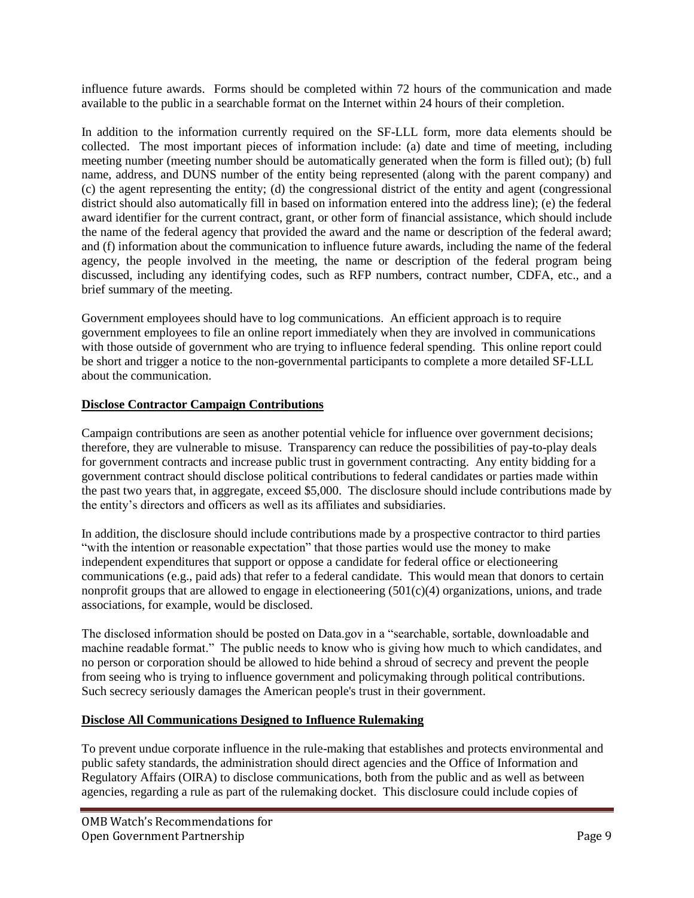influence future awards. Forms should be completed within 72 hours of the communication and made available to the public in a searchable format on the Internet within 24 hours of their completion.

In addition to the information currently required on the SF-LLL form, more data elements should be collected. The most important pieces of information include: (a) date and time of meeting, including meeting number (meeting number should be automatically generated when the form is filled out); (b) full name, address, and DUNS number of the entity being represented (along with the parent company) and (c) the agent representing the entity; (d) the congressional district of the entity and agent (congressional district should also automatically fill in based on information entered into the address line); (e) the federal award identifier for the current contract, grant, or other form of financial assistance, which should include the name of the federal agency that provided the award and the name or description of the federal award; and (f) information about the communication to influence future awards, including the name of the federal agency, the people involved in the meeting, the name or description of the federal program being discussed, including any identifying codes, such as RFP numbers, contract number, CDFA, etc., and a brief summary of the meeting.

Government employees should have to log communications. An efficient approach is to require government employees to file an online report immediately when they are involved in communications with those outside of government who are trying to influence federal spending. This online report could be short and trigger a notice to the non-governmental participants to complete a more detailed SF-LLL about the communication.

**Disclose Contractor Campaign Contributions**

Campaign contributions are seen as another potential vehicle for influence over government decisions; therefore, they are vulnerable to misuse. Transparency can reduce the possibilities of pay-to-play deals for government contracts and increase public trust in government contracting. Any entity bidding for a government contract should disclose political contributions to federal candidates or parties made within the past two years that, in aggregate, exceed $5,000. The disclosure should include contributions made by the entity's directors and officers as well as its affiliates and subsidiaries.

In addition, the disclosure should include contributions made by a prospective contractor to third parties "with the intention or reasonable expectation" that those parties would use the money to make independent expenditures that support or oppose a candidate for federal office or electioneering communications (e.g., paid ads) that refer to a federal candidate. This would mean that donors to certain nonprofit groups that are allowed to engage in electioneering (501(c)(4) organizations, unions, and trade associations, for example, would be disclosed.

The disclosed information should be posted on Data.gov in a "searchable, sortable, downloadable and machine readable format." The public needs to know who is giving how much to which candidates, and no person or corporation should be allowed to hide behind a shroud of secrecy and prevent the people from seeing who is trying to influence government and policymaking through political contributions. Such secrecy seriously damages the American people's trust in their government.

**Disclose All Communications Designed to Influence Rulemaking**

To prevent undue corporate influence in the rule-making that establishes and protects environmental and public safety standards, the administration should direct agencies and the Office of Information and Regulatory Affairs (OIRA) to disclose communications, both from the public and as well as between agencies, regarding a rule as part of the rulemaking docket. This disclosure could include copies of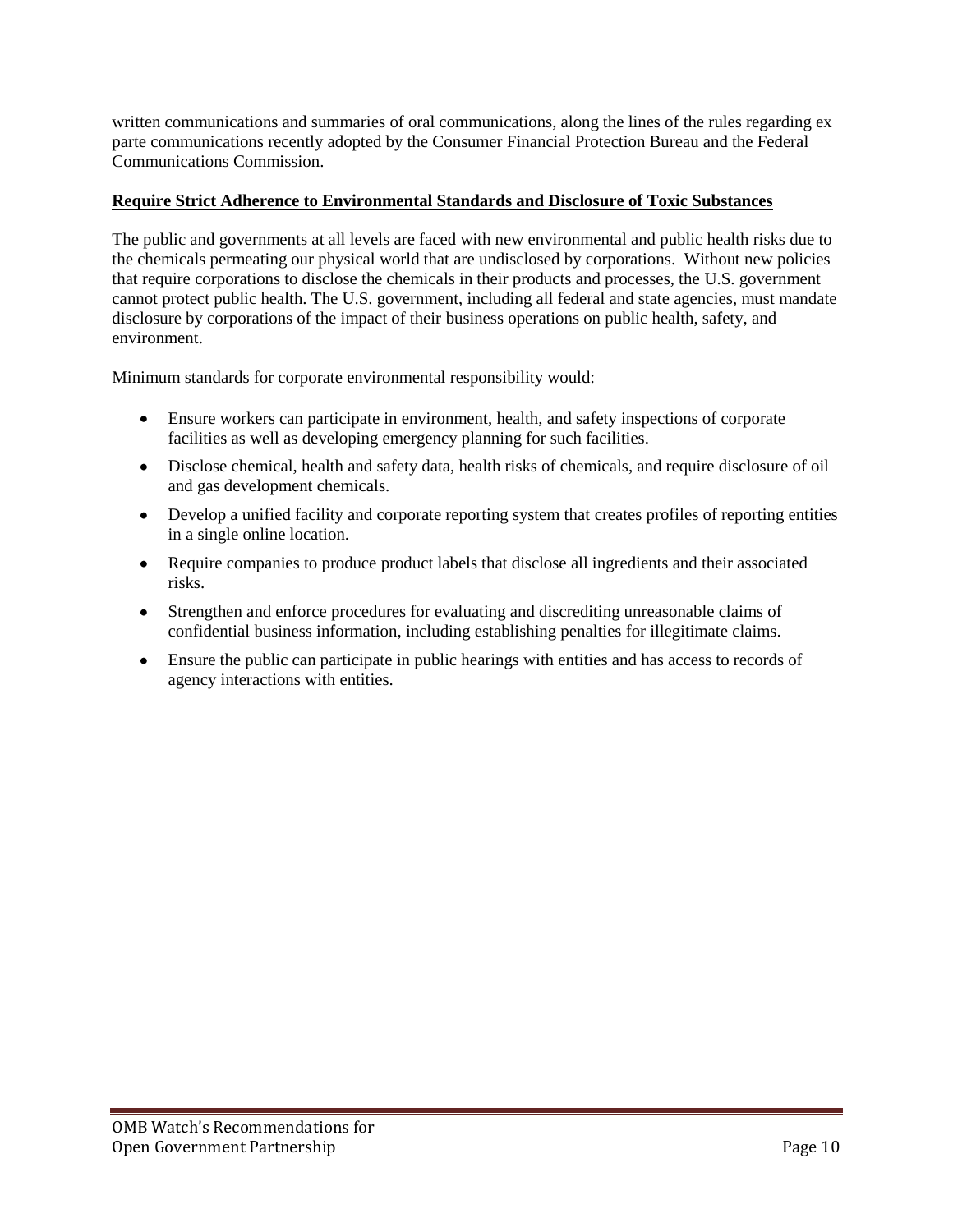written communications and summaries of oral communications, along the lines of the rules regarding ex parte communications recently adopted by the Consumer Financial Protection Bureau and the Federal Communications Commission.

## Require Strict Adherence to Environmental Standards and Disclosure of Toxic Substances

The public and governments at all levels are faced with new environmental and public health risks due to the chemicals permeating our physical world that are undisclosed by corporations. Without new policies that require corporations to disclose the chemicals in their products and processes, the U.S. government cannot protect public health. The U.S. government, including all federal and state agencies, must mandate disclosure by corporations of the impact of their business operations on public health, safety, and environment.

Minimum standards for corporate environmental responsibility would:

- Ensure workers can participate in environment, health, and safety inspections of corporate facilities as well as developing emergency planning for such facilities.
- Disclose chemical, health and safety data, health risks of chemicals, and require disclosure of oil and gas development chemicals.
- Develop a unified facility and corporate reporting system that creates profiles of reporting entities in a single online location.
- Require companies to produce product labels that disclose all ingredients and their associated risks.
- Strengthen and enforce procedures for evaluating and discrediting unreasonable claims of confidential business information, including establishing penalties for illegitimate claims.
- Ensure the public can participate in public hearings with entities and has access to records of agency interactions with entities.